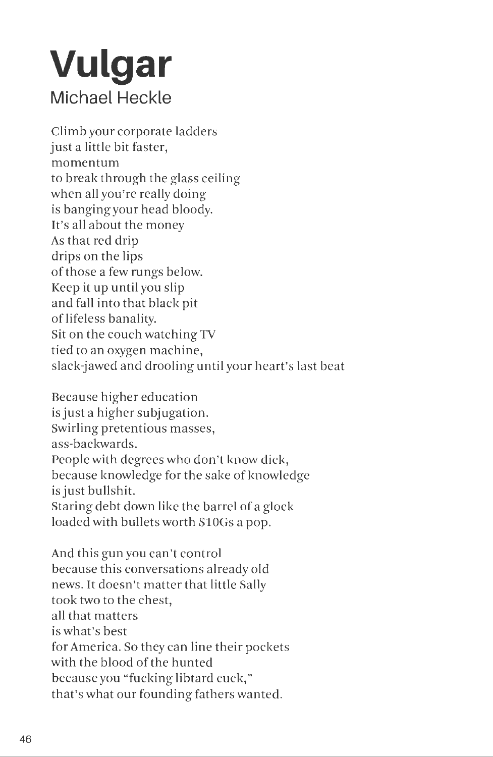# Vulgar

## Michael Heckle

Climb your corporate ladders  
just a little bit faster,  
momentum  
to break through the glass ceiling  
when all you're really doing  
is banging your head bloody.  
It's all about the money  
As that red drip  
drips on the lips  
of those a few rungs below.  
Keep it up until you slip  
and fall into that black pit  
of lifeless banality.  
Sit on the couch watching TV  
tied to an oxygen machine,  
slack-jawed and drooling until your heart's last beat

Because higher education  
is just a higher subjugation.  
Swirling pretentious masses,  
ass-backwards.  
People with degrees who don't know dick,  
because knowledge for the sake of knowledge  
is just bullshit.  
Staring debt down like the barrel of a glock  
loaded with bullets worth $10Gs a pop.

And this gun you can't control  
because this conversations already old  
news. It doesn't matter that little Sally  
took two to the chest,  
all that matters  
is what's best  
for America. So they can line their pockets  
with the blood of the hunted  
because you "fucking libtard cuck,"  
that's what our founding fathers wanted.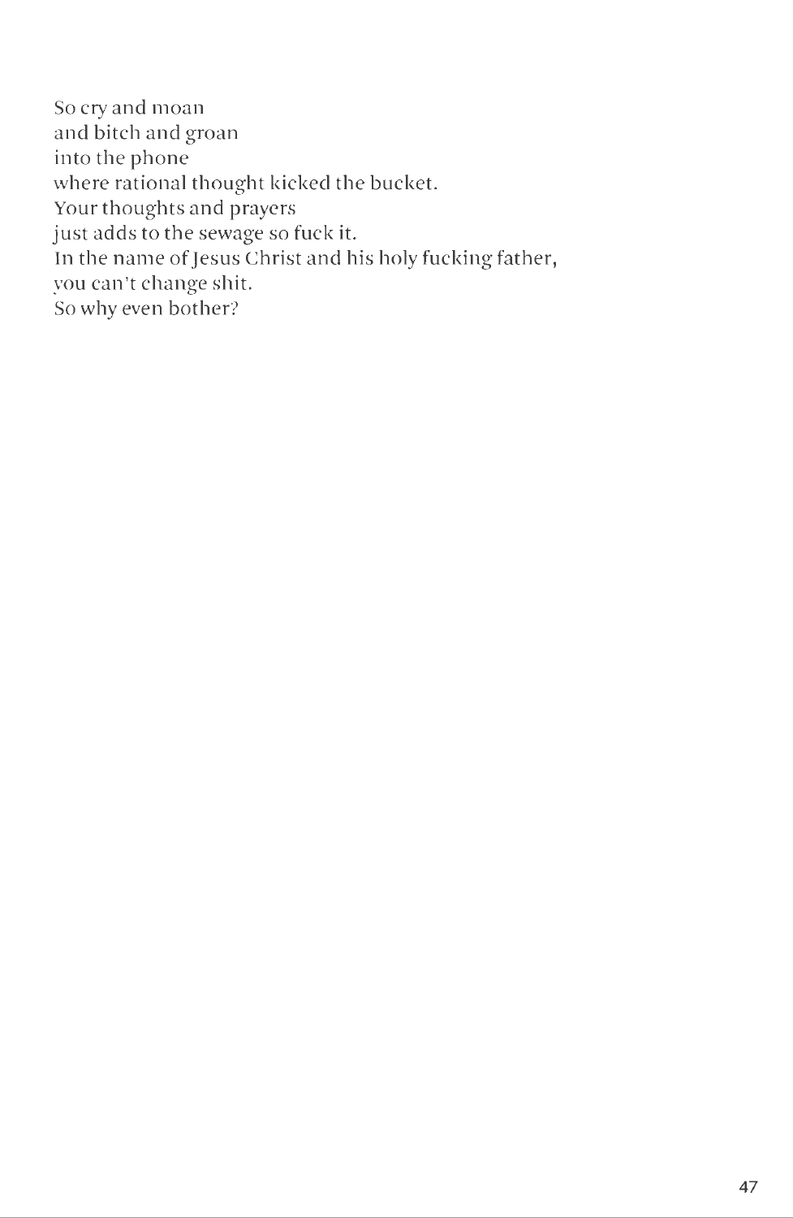So cry and moan  
and bitch and groan  
into the phone  
where rational thought kicked the bucket.  
Your thoughts and prayers  
just adds to the sewage so fuck it.  
In the name of Jesus Christ and his holy fucking father,  
you can't change shit.  
So why even bother?